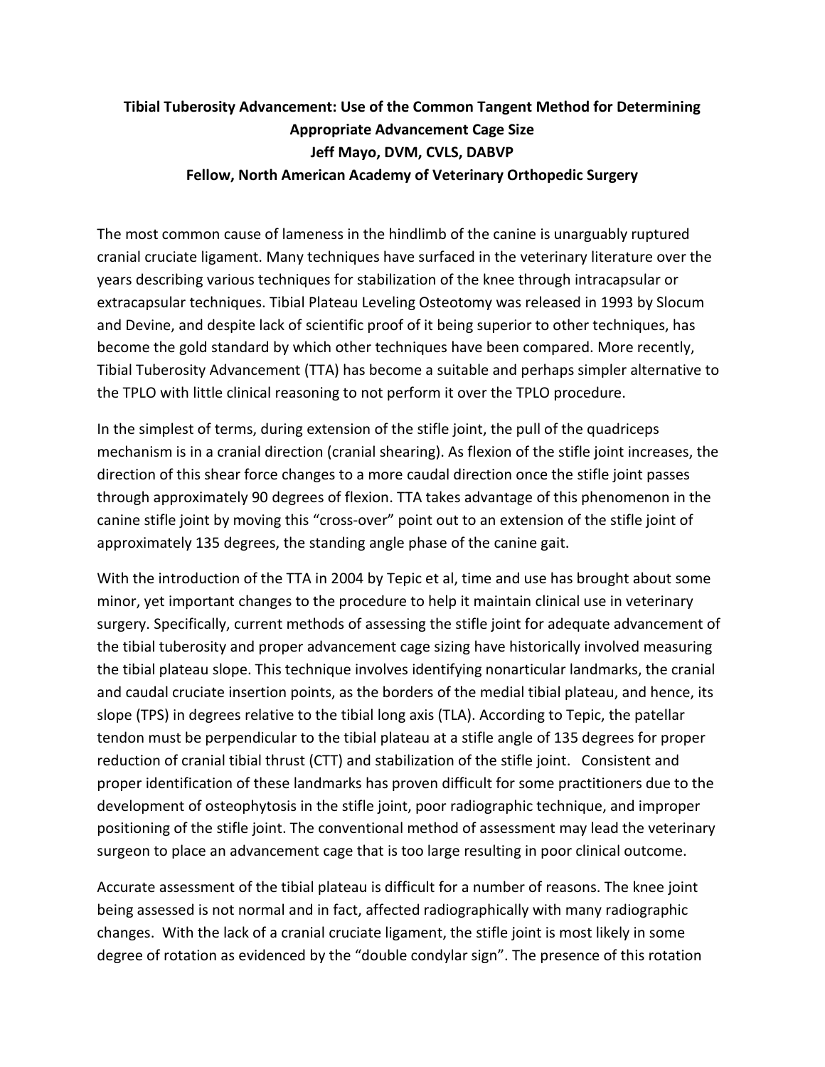**Tibial Tuberosity Advancement: Use of the Common Tangent Method for Determining Appropriate Advancement Cage Size**
**Jeff Mayo, DVM, CVLS, DABVP**
**Fellow, North American Academy of Veterinary Orthopedic Surgery**

The most common cause of lameness in the hindlimb of the canine is unarguably ruptured cranial cruciate ligament. Many techniques have surfaced in the veterinary literature over the years describing various techniques for stabilization of the knee through intracapsular or extracapsular techniques. Tibial Plateau Leveling Osteotomy was released in 1993 by Slocum and Devine, and despite lack of scientific proof of it being superior to other techniques, has become the gold standard by which other techniques have been compared. More recently, Tibial Tuberosity Advancement (TTA) has become a suitable and perhaps simpler alternative to the TPLO with little clinical reasoning to not perform it over the TPLO procedure.

In the simplest of terms, during extension of the stifle joint, the pull of the quadriceps mechanism is in a cranial direction (cranial shearing). As flexion of the stifle joint increases, the direction of this shear force changes to a more caudal direction once the stifle joint passes through approximately 90 degrees of flexion. TTA takes advantage of this phenomenon in the canine stifle joint by moving this "cross-over" point out to an extension of the stifle joint of approximately 135 degrees, the standing angle phase of the canine gait.

With the introduction of the TTA in 2004 by Tepic et al, time and use has brought about some minor, yet important changes to the procedure to help it maintain clinical use in veterinary surgery. Specifically, current methods of assessing the stifle joint for adequate advancement of the tibial tuberosity and proper advancement cage sizing have historically involved measuring the tibial plateau slope. This technique involves identifying nonarticular landmarks, the cranial and caudal cruciate insertion points, as the borders of the medial tibial plateau, and hence, its slope (TPS) in degrees relative to the tibial long axis (TLA). According to Tepic, the patellar tendon must be perpendicular to the tibial plateau at a stifle angle of 135 degrees for proper reduction of cranial tibial thrust (CTT) and stabilization of the stifle joint. Consistent and proper identification of these landmarks has proven difficult for some practitioners due to the development of osteophytosis in the stifle joint, poor radiographic technique, and improper positioning of the stifle joint. The conventional method of assessment may lead the veterinary surgeon to place an advancement cage that is too large resulting in poor clinical outcome.

Accurate assessment of the tibial plateau is difficult for a number of reasons. The knee joint being assessed is not normal and in fact, affected radiographically with many radiographic changes. With the lack of a cranial cruciate ligament, the stifle joint is most likely in some degree of rotation as evidenced by the "double condylar sign". The presence of this rotation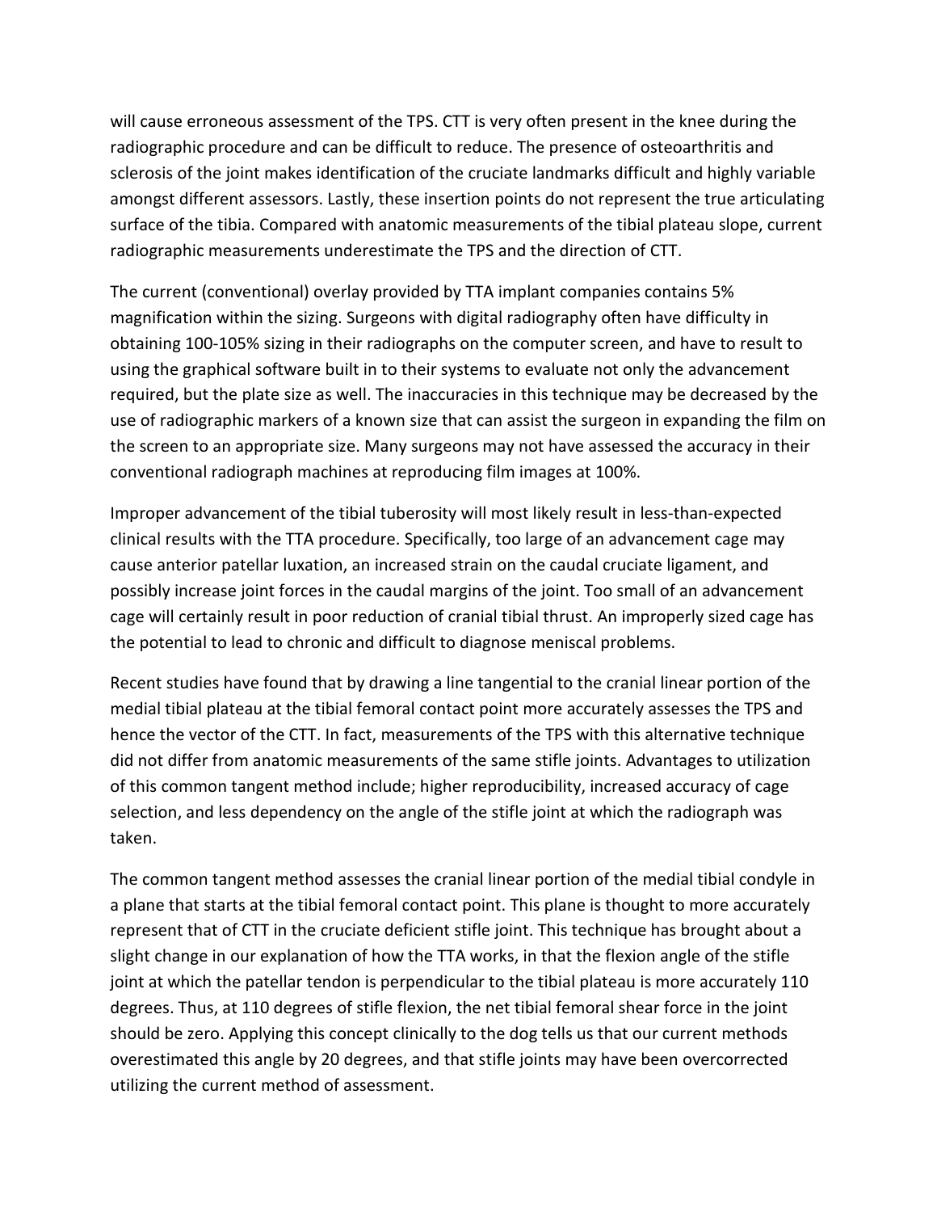will cause erroneous assessment of the TPS. CTT is very often present in the knee during the radiographic procedure and can be difficult to reduce. The presence of osteoarthritis and sclerosis of the joint makes identification of the cruciate landmarks difficult and highly variable amongst different assessors. Lastly, these insertion points do not represent the true articulating surface of the tibia. Compared with anatomic measurements of the tibial plateau slope, current radiographic measurements underestimate the TPS and the direction of CTT.

The current (conventional) overlay provided by TTA implant companies contains 5% magnification within the sizing. Surgeons with digital radiography often have difficulty in obtaining 100-105% sizing in their radiographs on the computer screen, and have to result to using the graphical software built in to their systems to evaluate not only the advancement required, but the plate size as well. The inaccuracies in this technique may be decreased by the use of radiographic markers of a known size that can assist the surgeon in expanding the film on the screen to an appropriate size. Many surgeons may not have assessed the accuracy in their conventional radiograph machines at reproducing film images at 100%.

Improper advancement of the tibial tuberosity will most likely result in less-than-expected clinical results with the TTA procedure. Specifically, too large of an advancement cage may cause anterior patellar luxation, an increased strain on the caudal cruciate ligament, and possibly increase joint forces in the caudal margins of the joint. Too small of an advancement cage will certainly result in poor reduction of cranial tibial thrust. An improperly sized cage has the potential to lead to chronic and difficult to diagnose meniscal problems.

Recent studies have found that by drawing a line tangential to the cranial linear portion of the medial tibial plateau at the tibial femoral contact point more accurately assesses the TPS and hence the vector of the CTT. In fact, measurements of the TPS with this alternative technique did not differ from anatomic measurements of the same stifle joints. Advantages to utilization of this common tangent method include; higher reproducibility, increased accuracy of cage selection, and less dependency on the angle of the stifle joint at which the radiograph was taken.

The common tangent method assesses the cranial linear portion of the medial tibial condyle in a plane that starts at the tibial femoral contact point. This plane is thought to more accurately represent that of CTT in the cruciate deficient stifle joint. This technique has brought about a slight change in our explanation of how the TTA works, in that the flexion angle of the stifle joint at which the patellar tendon is perpendicular to the tibial plateau is more accurately 110 degrees. Thus, at 110 degrees of stifle flexion, the net tibial femoral shear force in the joint should be zero. Applying this concept clinically to the dog tells us that our current methods overestimated this angle by 20 degrees, and that stifle joints may have been overcorrected utilizing the current method of assessment.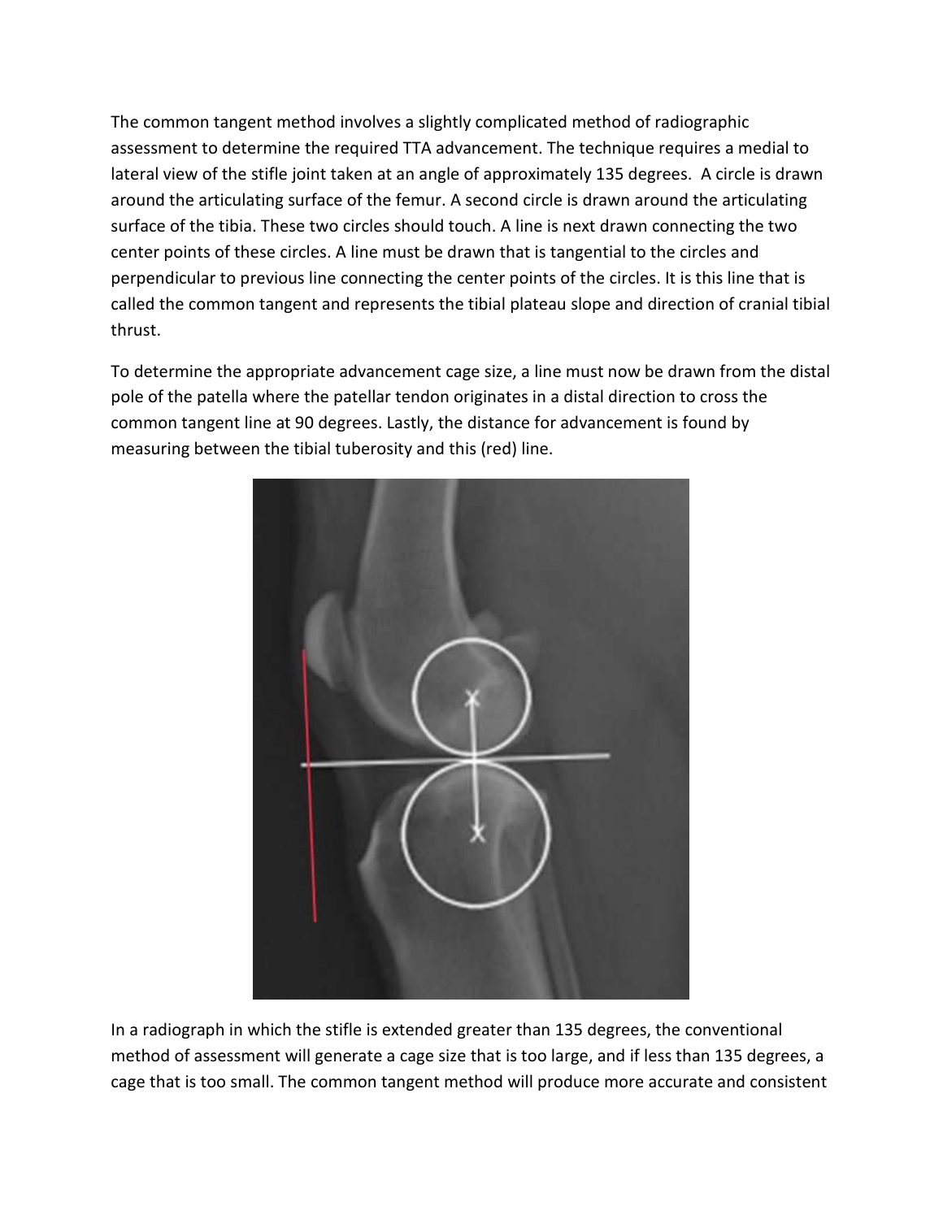The common tangent method involves a slightly complicated method of radiographic assessment to determine the required TTA advancement. The technique requires a medial to lateral view of the stifle joint taken at an angle of approximately 135 degrees. A circle is drawn around the articulating surface of the femur. A second circle is drawn around the articulating surface of the tibia. These two circles should touch. A line is next drawn connecting the two center points of these circles. A line must be drawn that is tangential to the circles and perpendicular to previous line connecting the center points of the circles. It is this line that is called the common tangent and represents the tibial plateau slope and direction of cranial tibial thrust.

To determine the appropriate advancement cage size, a line must now be drawn from the distal pole of the patella where the patellar tendon originates in a distal direction to cross the common tangent line at 90 degrees. Lastly, the distance for advancement is found by measuring between the tibial tuberosity and this (red) line.

In a radiograph in which the stifle is extended greater than 135 degrees, the conventional method of assessment will generate a cage size that is too large, and if less than 135 degrees, a cage that is too small. The common tangent method will produce more accurate and consistent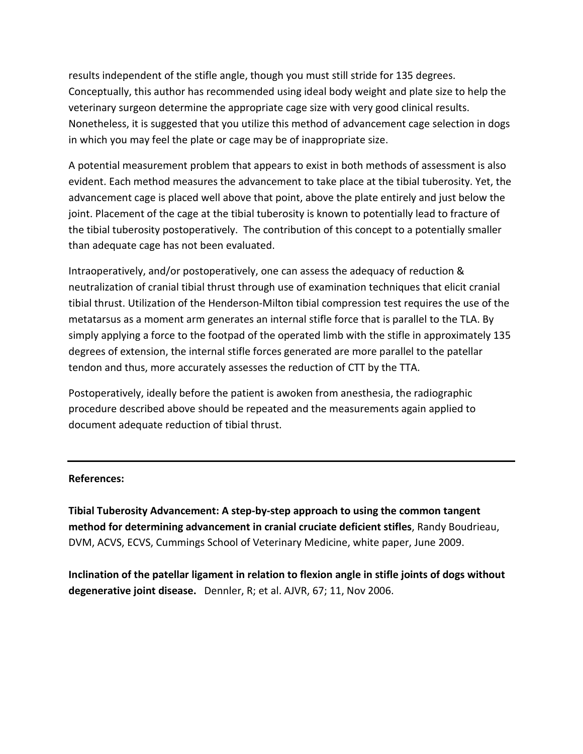results independent of the stifle angle, though you must still stride for 135 degrees. Conceptually, this author has recommended using ideal body weight and plate size to help the veterinary surgeon determine the appropriate cage size with very good clinical results. Nonetheless, it is suggested that you utilize this method of advancement cage selection in dogs in which you may feel the plate or cage may be of inappropriate size.

A potential measurement problem that appears to exist in both methods of assessment is also evident. Each method measures the advancement to take place at the tibial tuberosity. Yet, the advancement cage is placed well above that point, above the plate entirely and just below the joint. Placement of the cage at the tibial tuberosity is known to potentially lead to fracture of the tibial tuberosity postoperatively. The contribution of this concept to a potentially smaller than adequate cage has not been evaluated.

Intraoperatively, and/or postoperatively, one can assess the adequacy of reduction & neutralization of cranial tibial thrust through use of examination techniques that elicit cranial tibial thrust. Utilization of the Henderson-Milton tibial compression test requires the use of the metatarsus as a moment arm generates an internal stifle force that is parallel to the TLA. By simply applying a force to the footpad of the operated limb with the stifle in approximately 135 degrees of extension, the internal stifle forces generated are more parallel to the patellar tendon and thus, more accurately assesses the reduction of CTT by the TTA.

Postoperatively, ideally before the patient is awoken from anesthesia, the radiographic procedure described above should be repeated and the measurements again applied to document adequate reduction of tibial thrust.

---

**References:**

**Tibial Tuberosity Advancement: A step-by-step approach to using the common tangent method for determining advancement in cranial cruciate deficient stifles**, Randy Boudrieau, DVM, ACVS, ECVS, Cummings School of Veterinary Medicine, white paper, June 2009.

**Inclination of the patellar ligament in relation to flexion angle in stifle joints of dogs without degenerative joint disease.** Dennler, R; et al. AJVR, 67; 11, Nov 2006.